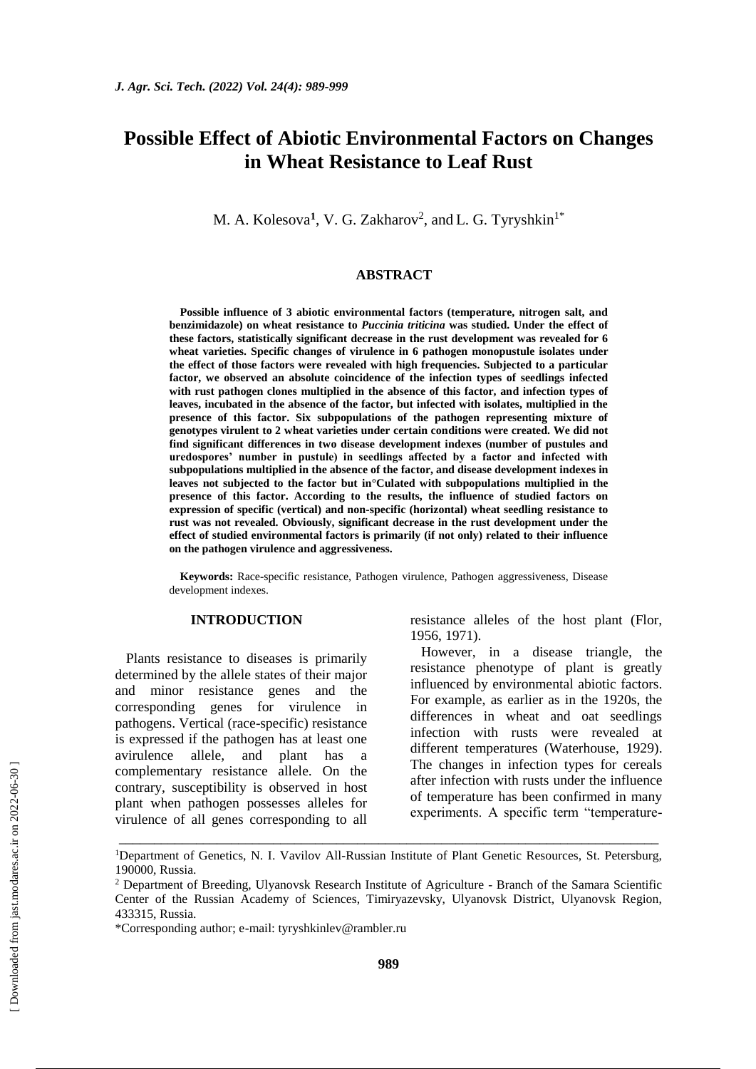# Possible Effect of Abiotic Environmental Factors on Changes in Wheat Resistance to Leaf Rust

M. A. Kolesova[1], V. G. Zakharov[2], and L. G. Tyryshkin[1*]

## ABSTRACT

**Possible influence of 3 abiotic environmental factors (temperature, nitrogen salt, and benzimidazole) on wheat resistance to *Puccinia triticina* was studied. Under the effect of these factors, statistically significant decrease in the rust development was revealed for 6 wheat varieties. Specific changes of virulence in 6 pathogen monopustule isolates under the effect of those factors were revealed with high frequencies. Subjected to a particular factor, we observed an absolute coincidence of the infection types of seedlings infected with rust pathogen clones multiplied in the absence of this factor, and infection types of leaves, incubated in the absence of the factor, but infected with isolates, multiplied in the presence of this factor. Six subpopulations of the pathogen representing mixture of genotypes virulent to 2 wheat varieties under certain conditions were created. We did not find significant differences in two disease development indexes (number of pustules and uredospores' number in pustule) in seedlings affected by a factor and infected with subpopulations multiplied in the absence of the factor, and disease development indexes in leaves not subjected to the factor but in°Culated with subpopulations multiplied in the presence of this factor. According to the results, the influence of studied factors on expression of specific (vertical) and non-specific (horizontal) wheat seedling resistance to rust was not revealed. Obviously, significant decrease in the rust development under the effect of studied environmental factors is primarily (if not only) related to their influence on the pathogen virulence and aggressiveness.**

**Keywords:** Race-specific resistance, Pathogen virulence, Pathogen aggressiveness, Disease development indexes.

## INTRODUCTION

Plants resistance to diseases is primarily determined by the allele states of their major and minor resistance genes and the corresponding genes for virulence in pathogens. Vertical (race-specific) resistance is expressed if the pathogen has at least one avirulence allele, and plant has a complementary resistance allele. On the contrary, susceptibility is observed in host plant when pathogen possesses alleles for virulence of all genes corresponding to all resistance alleles of the host plant (Flor, 1956, 1971).

However, in a disease triangle, the resistance phenotype of plant is greatly influenced by environmental abiotic factors. For example, as earlier as in the 1920s, the differences in wheat and oat seedlings infection with rusts were revealed at different temperatures (Waterhouse, 1929). The changes in infection types for cereals after infection with rusts under the influence of temperature has been confirmed in many experiments. A specific term "temperature-

---

[1]Department of Genetics, N. I. Vavilov All-Russian Institute of Plant Genetic Resources, St. Petersburg, 190000, Russia.

[2] Department of Breeding, Ulyanovsk Research Institute of Agriculture - Branch of the Samara Scientific Center of the Russian Academy of Sciences, Timiryazevsky, Ulyanovsk District, Ulyanovsk Region, 433315, Russia.

*Corresponding author; e-mail: tyryshkinlev@rambler.ru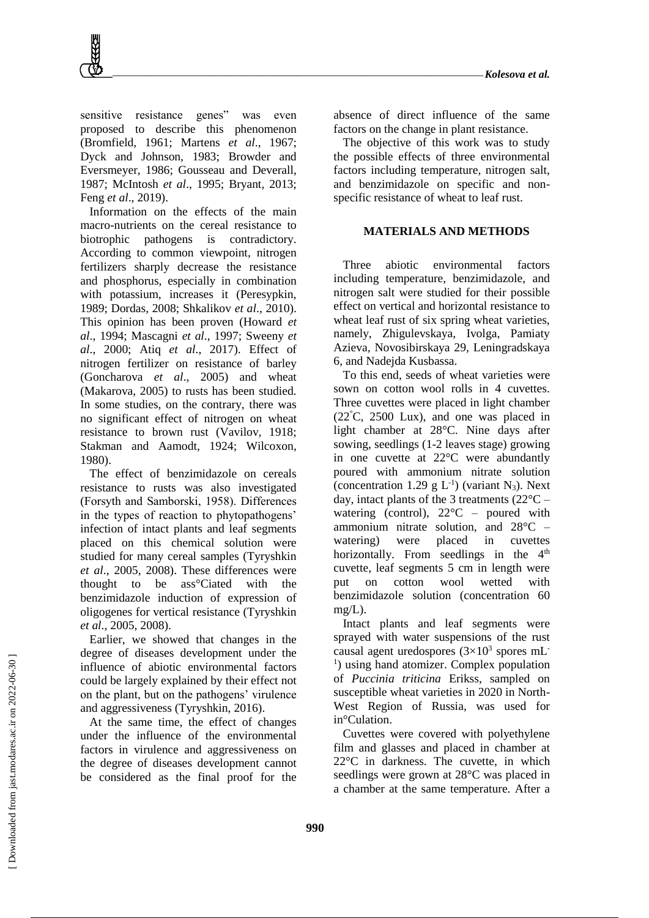sensitive resistance genes" was even proposed to describe this phenomenon (Bromfield, 1961; Martens *et al*., 1967; Dyck and Johnson, 1983; Browder and Eversmeyer, 1986; Gousseau and Deverall, 1987; McIntosh *et al*., 1995; Bryant, 2013; Feng *et al*., 2019).

Information on the effects of the main macro-nutrients on the cereal resistance to biotrophic pathogens is contradictory. According to common viewpoint, nitrogen fertilizers sharply decrease the resistance and phosphorus, especially in combination with potassium, increases it (Peresypkin, 1989; Dordas, 2008; Shkalikov *et al*., 2010). This opinion has been proven (Howard *et al*., 1994; Mascagni *et al*., 1997; Sweeny *et al*., 2000; Atiq *et al*., 2017). Effect of nitrogen fertilizer on resistance of barley (Goncharova *et al*., 2005) and wheat (Makarova, 2005) to rusts has been studied. In some studies, on the contrary, there was no significant effect of nitrogen on wheat resistance to brown rust (Vavilov, 1918; Stakman and Aamodt, 1924; Wilcoxon, 1980).

The effect of benzimidazole on cereals resistance to rusts was also investigated (Forsyth and Samborski, 1958). Differences in the types of reaction to phytopathogens' infection of intact plants and leaf segments placed on this chemical solution were studied for many cereal samples (Tyryshkin *et al*., 2005, 2008). These differences were thought to be ass°Ciated with the benzimidazole induction of expression of oligogenes for vertical resistance (Tyryshkin *et al*., 2005, 2008).

Earlier, we showed that changes in the degree of diseases development under the influence of abiotic environmental factors could be largely explained by their effect not on the plant, but on the pathogens' virulence and aggressiveness (Tyryshkin, 2016).

At the same time, the effect of changes under the influence of the environmental factors in virulence and aggressiveness on the degree of diseases development cannot be considered as the final proof for the absence of direct influence of the same factors on the change in plant resistance.

The objective of this work was to study the possible effects of three environmental factors including temperature, nitrogen salt, and benzimidazole on specific and non-specific resistance of wheat to leaf rust.

## MATERIALS AND METHODS

Three abiotic environmental factors including temperature, benzimidazole, and nitrogen salt were studied for their possible effect on vertical and horizontal resistance to wheat leaf rust of six spring wheat varieties, namely, Zhigulevskaya, Ivolga, Pamiaty Azieva, Novosibirskaya 29, Leningradskaya 6, and Nadejda Kusbassa.

To this end, seeds of wheat varieties were sown on cotton wool rolls in 4 cuvettes. Three cuvettes were placed in light chamber (22°C, 2500 Lux), and one was placed in light chamber at 28°C. Nine days after sowing, seedlings (1-2 leaves stage) growing in one cuvette at 22°C were abundantly poured with ammonium nitrate solution (concentration 1.29 g $L^{-1}$) (variant $N_3$). Next day, intact plants of the 3 treatments (22°C – watering (control), 22°C – poured with ammonium nitrate solution, and 28°C – watering) were placed in cuvettes horizontally. From seedlings in the 4th cuvette, leaf segments 5 cm in length were put on cotton wool wetted with benzimidazole solution (concentration 60 mg/L).

Intact plants and leaf segments were sprayed with water suspensions of the rust causal agent uredospores ($3\times10^3$ spores $mL^{-1}$) using hand atomizer. Complex population of *Puccinia triticina* Erikss, sampled on susceptible wheat varieties in 2020 in North-West Region of Russia, was used for in°Culation.

Cuvettes were covered with polyethylene film and glasses and placed in chamber at 22°C in darkness. The cuvette, in which seedlings were grown at 28°C was placed in a chamber at the same temperature. After a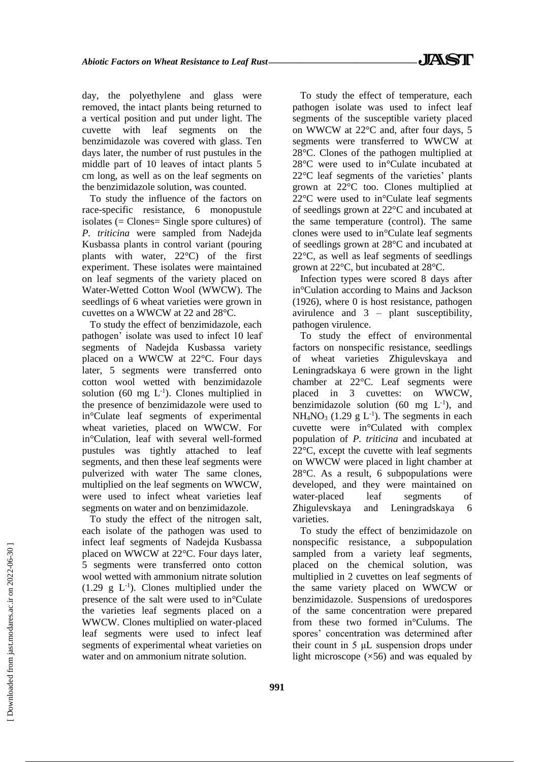day, the polyethylene and glass were removed, the intact plants being returned to a vertical position and put under light. The cuvette with leaf segments on the benzimidazole was covered with glass. Ten days later, the number of rust pustules in the middle part of 10 leaves of intact plants 5 cm long, as well as on the leaf segments on the benzimidazole solution, was counted.

To study the influence of the factors on race-specific resistance, 6 monopustule isolates (= Clones= Single spore cultures) of *P. triticina* were sampled from Nadejda Kusbassa plants in control variant (pouring plants with water, 22°C) of the first experiment. These isolates were maintained on leaf segments of the variety placed on Water-Wetted Cotton Wool (WWCW). The seedlings of 6 wheat varieties were grown in cuvettes on a WWCW at 22 and 28°C.

To study the effect of benzimidazole, each pathogen' isolate was used to infect 10 leaf segments of Nadejda Kusbassa variety placed on a WWCW at 22°C. Four days later, 5 segments were transferred onto cotton wool wetted with benzimidazole solution (60 mg $L^{-1}$). Clones multiplied in the presence of benzimidazole were used to in°Culate leaf segments of experimental wheat varieties, placed on WWCW. For in°Culation, leaf with several well-formed pustules was tightly attached to leaf segments, and then these leaf segments were pulverized with water The same clones, multiplied on the leaf segments on WWCW, were used to infect wheat varieties leaf segments on water and on benzimidazole.

To study the effect of the nitrogen salt, each isolate of the pathogen was used to infect leaf segments of Nadejda Kusbassa placed on WWCW at 22°C. Four days later, 5 segments were transferred onto cotton wool wetted with ammonium nitrate solution (1.29 g $L^{-1}$). Clones multiplied under the presence of the salt were used to in°Culate the varieties leaf segments placed on a WWCW. Clones multiplied on water-placed leaf segments were used to infect leaf segments of experimental wheat varieties on water and on ammonium nitrate solution.

To study the effect of temperature, each pathogen isolate was used to infect leaf segments of the susceptible variety placed on WWCW at 22°C and, after four days, 5 segments were transferred to WWCW at 28°C. Clones of the pathogen multiplied at 28°C were used to in°Culate incubated at 22°C leaf segments of the varieties' plants grown at 22°C too. Clones multiplied at 22°C were used to in°Culate leaf segments of seedlings grown at 22°C and incubated at the same temperature (control). The same clones were used to in°Culate leaf segments of seedlings grown at 28°C and incubated at 22°C, as well as leaf segments of seedlings grown at 22°C, but incubated at 28°C.

Infection types were scored 8 days after in°Culation according to Mains and Jackson (1926), where 0 is host resistance, pathogen avirulence and 3 – plant susceptibility, pathogen virulence.

To study the effect of environmental factors on nonspecific resistance, seedlings of wheat varieties Zhigulevskaya and Leningradskaya 6 were grown in the light chamber at 22°C. Leaf segments were placed in 3 cuvettes: on WWCW, benzimidazole solution (60 mg $L^{-1}$), and $NH_4NO_3$ (1.29 g $L^{-1}$). The segments in each cuvette were in°Culated with complex population of *P. triticina* and incubated at 22°C, except the cuvette with leaf segments on WWCW were placed in light chamber at 28°C. As a result, 6 subpopulations were developed, and they were maintained on water-placed leaf segments of Zhigulevskaya and Leningradskaya 6 varieties.

To study the effect of benzimidazole on nonspecific resistance, a subpopulation sampled from a variety leaf segments, placed on the chemical solution, was multiplied in 2 cuvettes on leaf segments of the same variety placed on WWCW or benzimidazole. Suspensions of uredospores of the same concentration were prepared from these two formed in°Culums. The spores' concentration was determined after their count in 5 μL suspension drops under light microscope (×56) and was equaled by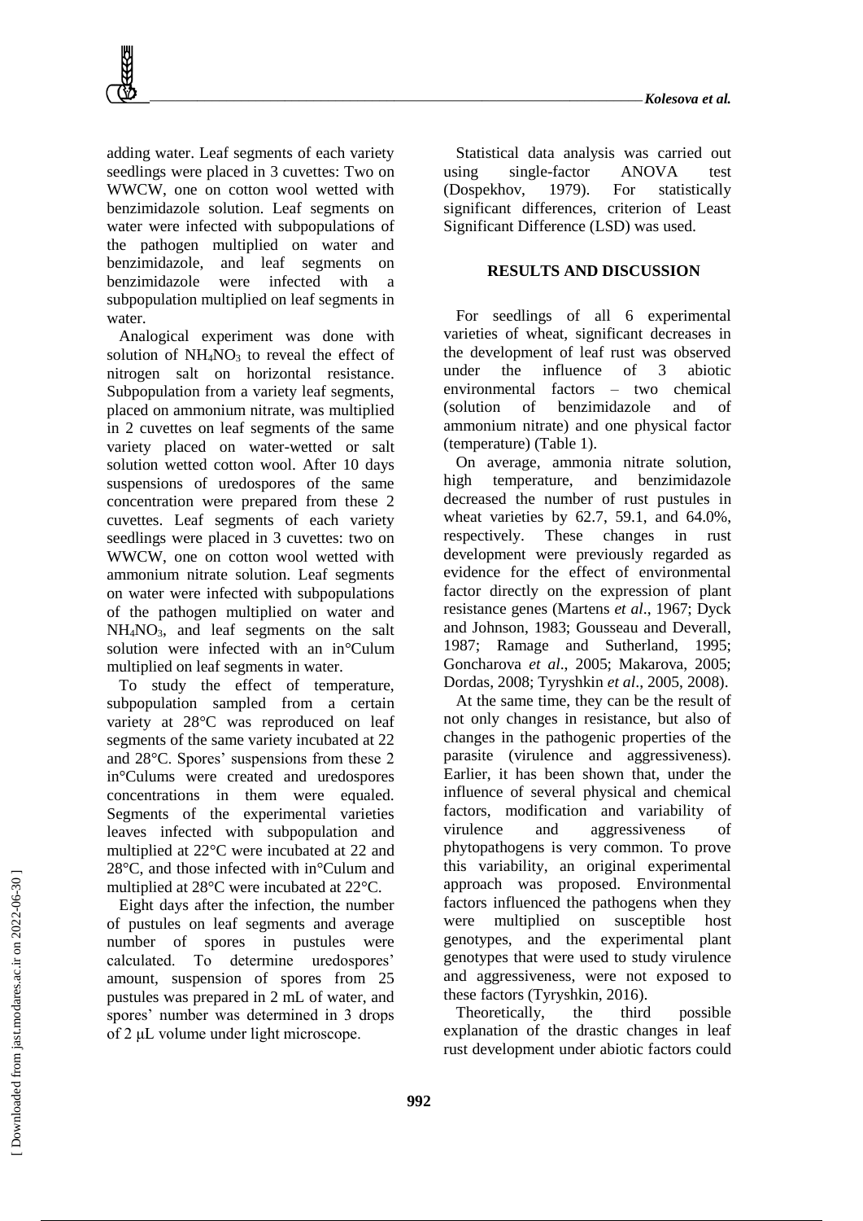adding water. Leaf segments of each variety seedlings were placed in 3 cuvettes: Two on WWCW, one on cotton wool wetted with benzimidazole solution. Leaf segments on water were infected with subpopulations of the pathogen multiplied on water and benzimidazole, and leaf segments on benzimidazole were infected with a subpopulation multiplied on leaf segments in water.

Analogical experiment was done with solution of $NH_4NO_3$ to reveal the effect of nitrogen salt on horizontal resistance. Subpopulation from a variety leaf segments, placed on ammonium nitrate, was multiplied in 2 cuvettes on leaf segments of the same variety placed on water-wetted or salt solution wetted cotton wool. After 10 days suspensions of uredospores of the same concentration were prepared from these 2 cuvettes. Leaf segments of each variety seedlings were placed in 3 cuvettes: two on WWCW, one on cotton wool wetted with ammonium nitrate solution. Leaf segments on water were infected with subpopulations of the pathogen multiplied on water and $NH_4NO_3$, and leaf segments on the salt solution were infected with an in°Culum multiplied on leaf segments in water.

To study the effect of temperature, subpopulation sampled from a certain variety at 28°C was reproduced on leaf segments of the same variety incubated at 22 and 28°C. Spores' suspensions from these 2 in°Culums were created and uredospores concentrations in them were equaled. Segments of the experimental varieties leaves infected with subpopulation and multiplied at 22°C were incubated at 22 and 28°C, and those infected with in°Culum and multiplied at 28°C were incubated at 22°C.

Eight days after the infection, the number of pustules on leaf segments and average number of spores in pustules were calculated. To determine uredospores' amount, suspension of spores from 25 pustules was prepared in 2 mL of water, and spores' number was determined in 3 drops of 2 μL volume under light microscope.

Statistical data analysis was carried out using single-factor ANOVA test (Dospekhov, 1979). For statistically significant differences, criterion of Least Significant Difference (LSD) was used.

## RESULTS AND DISCUSSION

For seedlings of all 6 experimental varieties of wheat, significant decreases in the development of leaf rust was observed under the influence of 3 abiotic environmental factors – two chemical (solution of benzimidazole and of ammonium nitrate) and one physical factor (temperature) (Table 1).

On average, ammonia nitrate solution, high temperature, and benzimidazole decreased the number of rust pustules in wheat varieties by 62.7, 59.1, and 64.0%, respectively. These changes in rust development were previously regarded as evidence for the effect of environmental factor directly on the expression of plant resistance genes (Martens *et al*., 1967; Dyck and Johnson, 1983; Gousseau and Deverall, 1987; Ramage and Sutherland, 1995; Goncharova *et al*., 2005; Makarova, 2005; Dordas, 2008; Tyryshkin *et al*., 2005, 2008).

At the same time, they can be the result of not only changes in resistance, but also of changes in the pathogenic properties of the parasite (virulence and aggressiveness). Earlier, it has been shown that, under the influence of several physical and chemical factors, modification and variability of virulence and aggressiveness of phytopathogens is very common. To prove this variability, an original experimental approach was proposed. Environmental factors influenced the pathogens when they were multiplied on susceptible host genotypes, and the experimental plant genotypes that were used to study virulence and aggressiveness, were not exposed to these factors (Tyryshkin, 2016).

Theoretically, the third possible explanation of the drastic changes in leaf rust development under abiotic factors could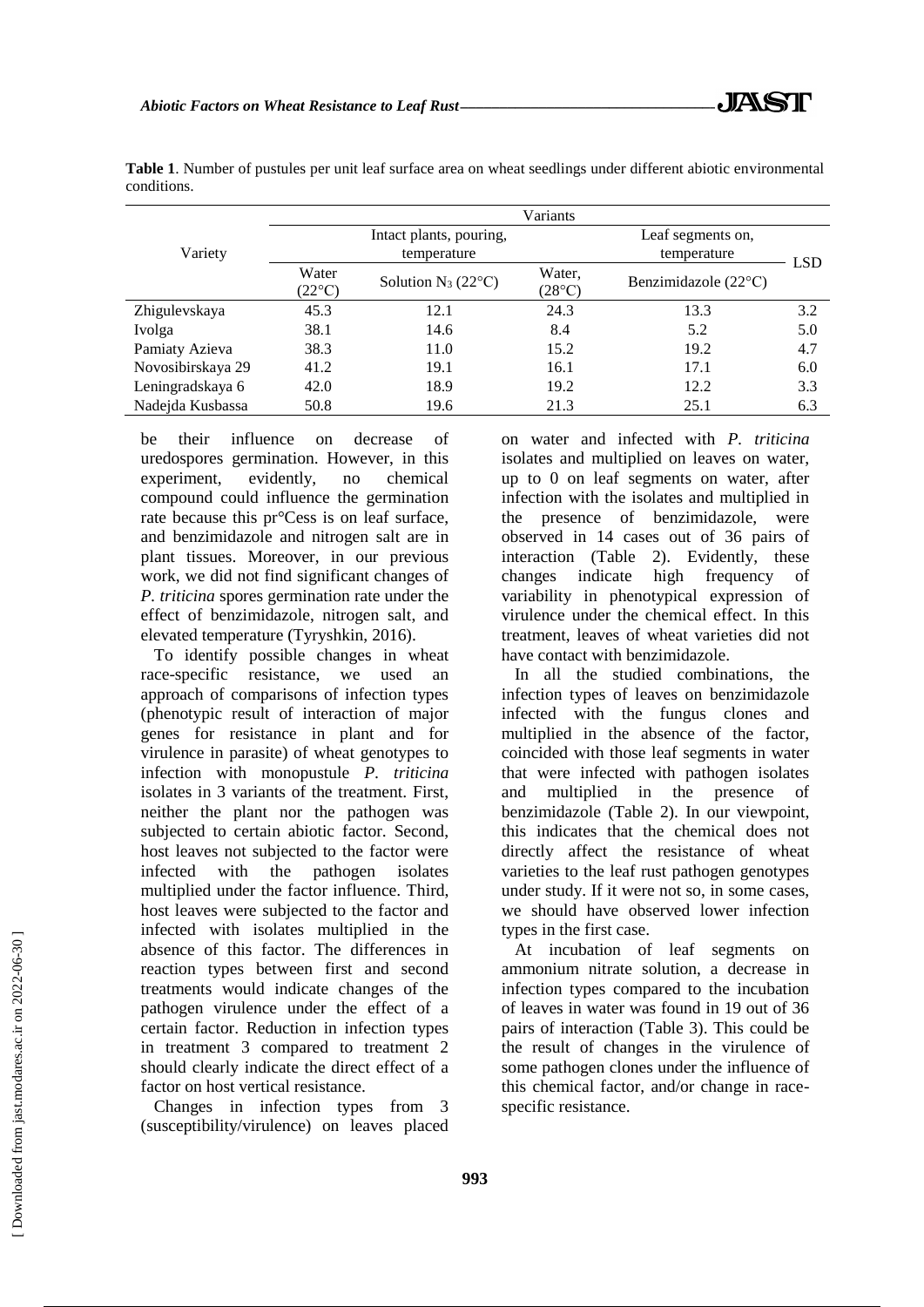**Table 1**. Number of pustules per unit leaf surface area on wheat seedlings under different abiotic environmental conditions.

| Variety | Variants | | | | LSD |
|---|---|---|---|---|---|
| | Intact plants, pouring, temperature | | Leaf segments on, temperature | | |
| | Water (22°C) | Solution $N_3$ (22°C) | Water, (28°C) | Benzimidazole (22°C) | |
| Zhigulevskaya | 45.3 | 12.1 | 24.3 | 13.3 | 3.2 |
| Ivolga | 38.1 | 14.6 | 8.4 | 5.2 | 5.0 |
| Pamiaty Azieva | 38.3 | 11.0 | 15.2 | 19.2 | 4.7 |
| Novosibirskaya 29 | 41.2 | 19.1 | 16.1 | 17.1 | 6.0 |
| Leningradskaya 6 | 42.0 | 18.9 | 19.2 | 12.2 | 3.3 |
| Nadejda Kusbassa | 50.8 | 19.6 | 21.3 | 25.1 | 6.3 |

be their influence on decrease of uredospores germination. However, in this experiment, evidently, no chemical compound could influence the germination rate because this pr°Cess is on leaf surface, and benzimidazole and nitrogen salt are in plant tissues. Moreover, in our previous work, we did not find significant changes of *P. triticina* spores germination rate under the effect of benzimidazole, nitrogen salt, and elevated temperature (Tyryshkin, 2016).

To identify possible changes in wheat race-specific resistance, we used an approach of comparisons of infection types (phenotypic result of interaction of major genes for resistance in plant and for virulence in parasite) of wheat genotypes to infection with monopustule *P. triticina* isolates in 3 variants of the treatment. First, neither the plant nor the pathogen was subjected to certain abiotic factor. Second, host leaves not subjected to the factor were infected with the pathogen isolates multiplied under the factor influence. Third, host leaves were subjected to the factor and infected with isolates multiplied in the absence of this factor. The differences in reaction types between first and second treatments would indicate changes of the pathogen virulence under the effect of a certain factor. Reduction in infection types in treatment 3 compared to treatment 2 should clearly indicate the direct effect of a factor on host vertical resistance.

Changes in infection types from 3 (susceptibility/virulence) on leaves placed on water and infected with *P. triticina* isolates and multiplied on leaves on water, up to 0 on leaf segments on water, after infection with the isolates and multiplied in the presence of benzimidazole, were observed in 14 cases out of 36 pairs of interaction (Table 2). Evidently, these changes indicate high frequency of variability in phenotypical expression of virulence under the chemical effect. In this treatment, leaves of wheat varieties did not have contact with benzimidazole.

In all the studied combinations, the infection types of leaves on benzimidazole infected with the fungus clones and multiplied in the absence of the factor, coincided with those leaf segments in water that were infected with pathogen isolates and multiplied in the presence of benzimidazole (Table 2). In our viewpoint, this indicates that the chemical does not directly affect the resistance of wheat varieties to the leaf rust pathogen genotypes under study. If it were not so, in some cases, we should have observed lower infection types in the first case.

At incubation of leaf segments on ammonium nitrate solution, a decrease in infection types compared to the incubation of leaves in water was found in 19 out of 36 pairs of interaction (Table 3). This could be the result of changes in the virulence of some pathogen clones under the influence of this chemical factor, and/or change in race-specific resistance.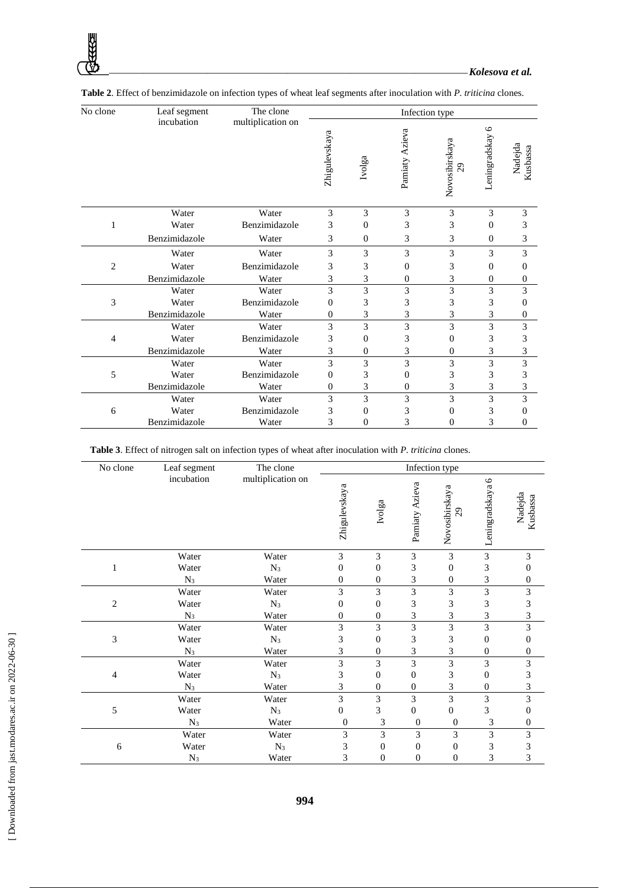**Table 2**. Effect of benzimidazole on infection types of wheat leaf segments after inoculation with *P. triticina* clones.

| No clone | Leaf segment incubation | The clone multiplication on | Infection type | | | | | |
|---|---|---|---|---|---|---|---|---|
| | | | Zhigulevskaya | Ivolga | Pamiaty Azieva | Novosibirskaya 29 | Leningradskay 6 | Nadejda Kusbassa |
| 1 | Water | Water | 3 | 3 | 3 | 3 | 3 | 3 |
| | Water | Benzimidazole | 3 | 0 | 3 | 3 | 0 | 3 |
| | Benzimidazole | Water | 3 | 0 | 3 | 3 | 0 | 3 |
| 2 | Water | Water | 3 | 3 | 3 | 3 | 3 | 3 |
| | Water | Benzimidazole | 3 | 3 | 0 | 3 | 0 | 0 |
| | Benzimidazole | Water | 3 | 3 | 0 | 3 | 0 | 0 |
| 3 | Water | Water | 3 | 3 | 3 | 3 | 3 | 3 |
| | Water | Benzimidazole | 0 | 3 | 3 | 3 | 3 | 0 |
| | Benzimidazole | Water | 0 | 3 | 3 | 3 | 3 | 0 |
| 4 | Water | Water | 3 | 3 | 3 | 3 | 3 | 3 |
| | Water | Benzimidazole | 3 | 0 | 3 | 0 | 3 | 3 |
| | Benzimidazole | Water | 3 | 0 | 3 | 0 | 3 | 3 |
| 5 | Water | Water | 3 | 3 | 3 | 3 | 3 | 3 |
| | Water | Benzimidazole | 0 | 3 | 0 | 3 | 3 | 3 |
| | Benzimidazole | Water | 0 | 3 | 0 | 3 | 3 | 3 |
| 6 | Water | Water | 3 | 3 | 3 | 3 | 3 | 3 |
| | Water | Benzimidazole | 3 | 0 | 3 | 0 | 3 | 0 |
| | Benzimidazole | Water | 3 | 0 | 3 | 0 | 3 | 0 |

**Table 3**. Effect of nitrogen salt on infection types of wheat after inoculation with *P. triticina* clones.

| No clone | Leaf segment incubation | The clone multiplication on | Infection type | | | | | |
|---|---|---|---|---|---|---|---|---|
| | | | Zhigulevskaya | Ivolga | Pamiaty Azieva | Novosibirskaya 29 | Leningradskaya 6 | Nadejda Kusbassa |
| 1 | Water | Water | 3 | 3 | 3 | 3 | 3 | 3 |
| | Water | $N_3$ | 0 | 0 | 3 | 0 | 3 | 0 |
| | $N_3$ | Water | 0 | 0 | 3 | 0 | 3 | 0 |
| 2 | Water | Water | 3 | 3 | 3 | 3 | 3 | 3 |
| | Water | $N_3$ | 0 | 0 | 3 | 3 | 3 | 3 |
| | $N_3$ | Water | 0 | 0 | 3 | 3 | 3 | 3 |
| 3 | Water | Water | 3 | 3 | 3 | 3 | 3 | 3 |
| | Water | $N_3$ | 3 | 0 | 3 | 3 | 0 | 0 |
| | $N_3$ | Water | 3 | 0 | 3 | 3 | 0 | 0 |
| 4 | Water | Water | 3 | 3 | 3 | 3 | 3 | 3 |
| | Water | $N_3$ | 3 | 0 | 0 | 3 | 0 | 3 |
| | $N_3$ | Water | 3 | 0 | 0 | 3 | 0 | 3 |
| 5 | Water | Water | 3 | 3 | 3 | 3 | 3 | 3 |
| | Water | $N_3$ | 0 | 3 | 0 | 0 | 3 | 0 |
| | $N_3$ | Water | 0 | 3 | 0 | 0 | 3 | 0 |
| 6 | Water | Water | 3 | 3 | 3 | 3 | 3 | 3 |
| | Water | $N_3$ | 3 | 0 | 0 | 0 | 3 | 3 |
| | $N_3$ | Water | 3 | 0 | 0 | 0 | 3 | 3 |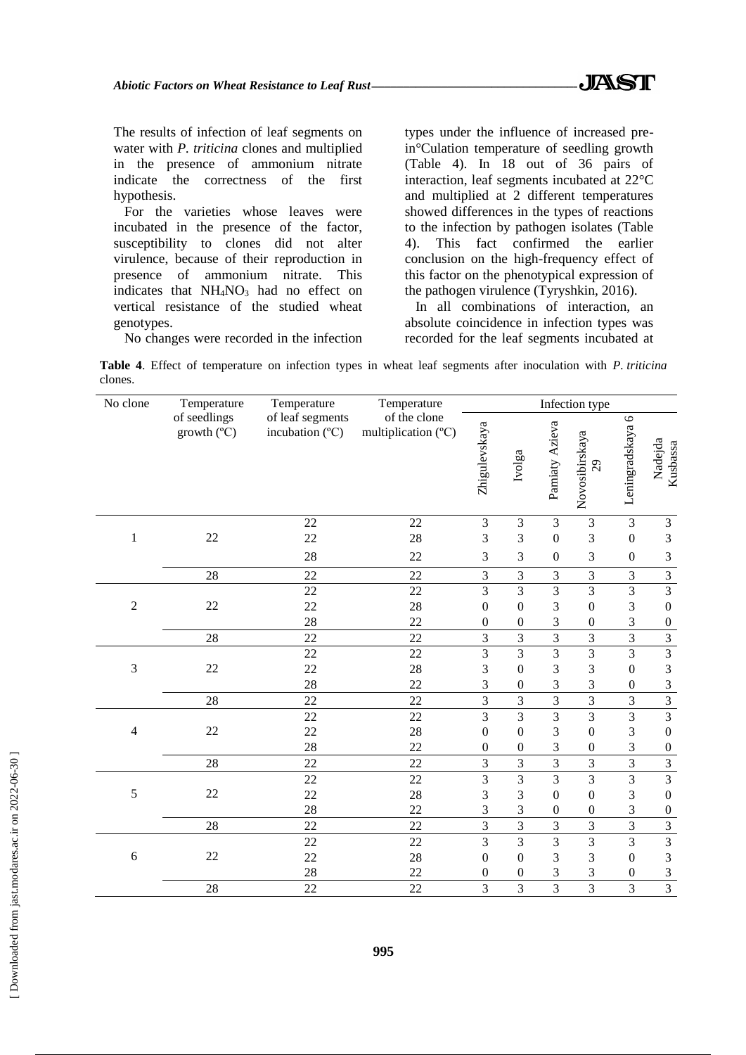The results of infection of leaf segments on water with *P. triticina* clones and multiplied in the presence of ammonium nitrate indicate the correctness of the first hypothesis.

For the varieties whose leaves were incubated in the presence of the factor, susceptibility to clones did not alter virulence, because of their reproduction in presence of ammonium nitrate. This indicates that $NH_4NO_3$ had no effect on vertical resistance of the studied wheat genotypes.

No changes were recorded in the infection types under the influence of increased pre-in°Culation temperature of seedling growth (Table 4). In 18 out of 36 pairs of interaction, leaf segments incubated at 22°C and multiplied at 2 different temperatures showed differences in the types of reactions to the infection by pathogen isolates (Table 4). This fact confirmed the earlier conclusion on the high-frequency effect of this factor on the phenotypical expression of the pathogen virulence (Tyryshkin, 2016).

In all combinations of interaction, an absolute coincidence in infection types was recorded for the leaf segments incubated at

**Table 4**. Effect of temperature on infection types in wheat leaf segments after inoculation with *P. triticina* clones.

| No clone | Temperature of seedlings growth (ºC) | Temperature of leaf segments incubation (ºC) | Temperature of the clone multiplication (ºC) | Infection type | | | | | |
|---|---|---|---|---|---|---|---|---|---|
| | | | | Zhigulevskaya | Ivolga | Pamiaty Azieva | Novosibirskaya 29 | Leningradskaya 6 | Nadejda Kusbassa |
| 1 | 22 | 22 | 22 | 3 | 3 | 3 | 3 | 3 | 3 |
| | | 22 | 28 | 3 | 3 | 0 | 3 | 0 | 3 |
| | | 28 | 22 | 3 | 3 | 0 | 3 | 0 | 3 |
| | 28 | 22 | 22 | 3 | 3 | 3 | 3 | 3 | 3 |
| 2 | 22 | 22 | 22 | 3 | 3 | 3 | 3 | 3 | 3 |
| | | 22 | 28 | 0 | 0 | 3 | 0 | 3 | 0 |
| | | 28 | 22 | 0 | 0 | 3 | 0 | 3 | 0 |
| | 28 | 22 | 22 | 3 | 3 | 3 | 3 | 3 | 3 |
| 3 | 22 | 22 | 22 | 3 | 3 | 3 | 3 | 3 | 3 |
| | | 22 | 28 | 3 | 0 | 3 | 3 | 0 | 3 |
| | | 28 | 22 | 3 | 0 | 3 | 3 | 0 | 3 |
| | 28 | 22 | 22 | 3 | 3 | 3 | 3 | 3 | 3 |
| 4 | 22 | 22 | 22 | 3 | 3 | 3 | 3 | 3 | 3 |
| | | 22 | 28 | 0 | 0 | 3 | 0 | 3 | 0 |
| | | 28 | 22 | 0 | 0 | 3 | 0 | 3 | 0 |
| | 28 | 22 | 22 | 3 | 3 | 3 | 3 | 3 | 3 |
| 5 | 22 | 22 | 22 | 3 | 3 | 3 | 3 | 3 | 3 |
| | | 22 | 28 | 3 | 3 | 0 | 0 | 3 | 0 |
| | | 28 | 22 | 3 | 3 | 0 | 0 | 3 | 0 |
| | 28 | 22 | 22 | 3 | 3 | 3 | 3 | 3 | 3 |
| 6 | 22 | 22 | 22 | 3 | 3 | 3 | 3 | 3 | 3 |
| | | 22 | 28 | 0 | 0 | 3 | 3 | 0 | 3 |
| | | 28 | 22 | 0 | 0 | 3 | 3 | 0 | 3 |
| | 28 | 22 | 22 | 3 | 3 | 3 | 3 | 3 | 3 |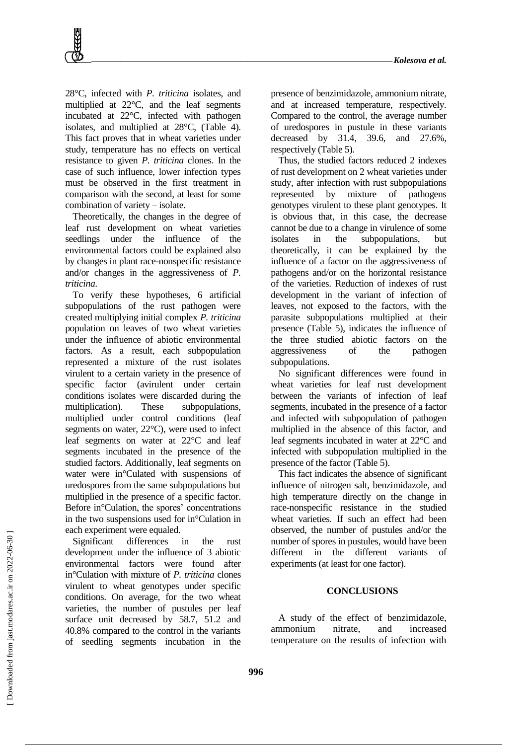28°C, infected with *P. triticina* isolates, and multiplied at 22°C, and the leaf segments incubated at 22°C, infected with pathogen isolates, and multiplied at 28°C, (Table 4). This fact proves that in wheat varieties under study, temperature has no effects on vertical resistance to given *P. triticina* clones. In the case of such influence, lower infection types must be observed in the first treatment in comparison with the second, at least for some combination of variety – isolate.

Theoretically, the changes in the degree of leaf rust development on wheat varieties seedlings under the influence of the environmental factors could be explained also by changes in plant race-nonspecific resistance and/or changes in the aggressiveness of *P. triticina*.

To verify these hypotheses, 6 artificial subpopulations of the rust pathogen were created multiplying initial complex *P. triticina* population on leaves of two wheat varieties under the influence of abiotic environmental factors. As a result, each subpopulation represented a mixture of the rust isolates virulent to a certain variety in the presence of specific factor (avirulent under certain conditions isolates were discarded during the multiplication). These subpopulations, multiplied under control conditions (leaf segments on water, 22°C), were used to infect leaf segments on water at 22°C and leaf segments incubated in the presence of the studied factors. Additionally, leaf segments on water were in°Culated with suspensions of uredospores from the same subpopulations but multiplied in the presence of a specific factor. Before in°Culation, the spores' concentrations in the two suspensions used for in°Culation in each experiment were equaled.

Significant differences in the rust development under the influence of 3 abiotic environmental factors were found after in°Culation with mixture of *P. triticina* clones virulent to wheat genotypes under specific conditions. On average, for the two wheat varieties, the number of pustules per leaf surface unit decreased by 58.7, 51.2 and 40.8% compared to the control in the variants of seedling segments incubation in the presence of benzimidazole, ammonium nitrate, and at increased temperature, respectively. Compared to the control, the average number of uredospores in pustule in these variants decreased by 31.4, 39.6, and 27.6%, respectively (Table 5).

Thus, the studied factors reduced 2 indexes of rust development on 2 wheat varieties under study, after infection with rust subpopulations represented by mixture of pathogens genotypes virulent to these plant genotypes. It is obvious that, in this case, the decrease cannot be due to a change in virulence of some isolates in the subpopulations, but theoretically, it can be explained by the influence of a factor on the aggressiveness of pathogens and/or on the horizontal resistance of the varieties. Reduction of indexes of rust development in the variant of infection of leaves, not exposed to the factors, with the parasite subpopulations multiplied at their presence (Table 5), indicates the influence of the three studied abiotic factors on the aggressiveness of the pathogen subpopulations.

No significant differences were found in wheat varieties for leaf rust development between the variants of infection of leaf segments, incubated in the presence of a factor and infected with subpopulation of pathogen multiplied in the absence of this factor, and leaf segments incubated in water at 22°C and infected with subpopulation multiplied in the presence of the factor (Table 5).

This fact indicates the absence of significant influence of nitrogen salt, benzimidazole, and high temperature directly on the change in race-nonspecific resistance in the studied wheat varieties. If such an effect had been observed, the number of pustules and/or the number of spores in pustules, would have been different in the different variants of experiments (at least for one factor).

## CONCLUSIONS

A study of the effect of benzimidazole, ammonium nitrate, and increased temperature on the results of infection with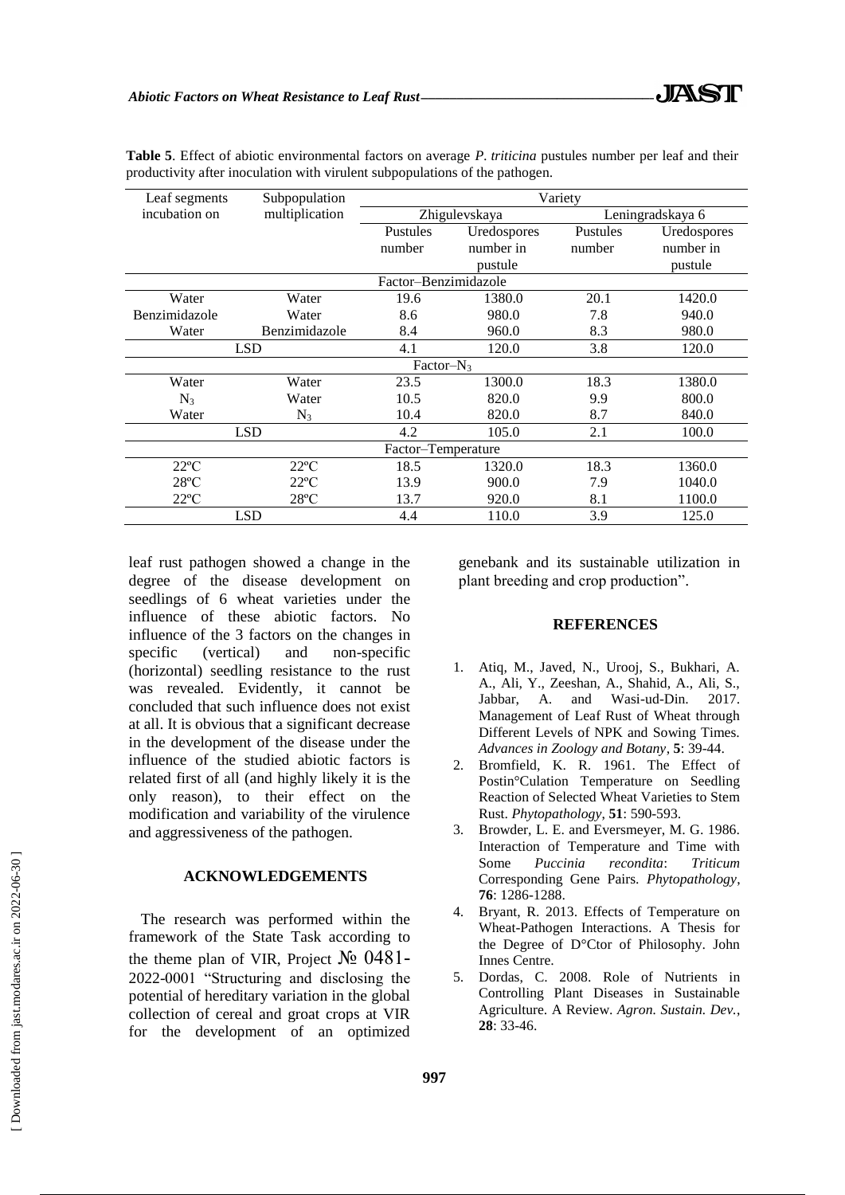**Table 5**. Effect of abiotic environmental factors on average *P. triticina* pustules number per leaf and their productivity after inoculation with virulent subpopulations of the pathogen.

| Leaf segments incubation on | Subpopulation multiplication | Variety | | | |
|---|---|---|---|---|---|
| | | Zhigulevskaya | | Leningradskaya 6 | |
| | | Pustules number | Uredospores number in pustule | Pustules number | Uredospores number in pustule |
| Factor–Benzimidazole | | | | | |
| Water | Water | 19.6 | 1380.0 | 20.1 | 1420.0 |
| Benzimidazole | Water | 8.6 | 980.0 | 7.8 | 940.0 |
| Water | Benzimidazole | 8.4 | 960.0 | 8.3 | 980.0 |
| LSD | | 4.1 | 120.0 | 3.8 | 120.0 |
| Factor–$N_3$ | | | | | |
| Water | Water | 23.5 | 1300.0 | 18.3 | 1380.0 |
| $N_3$ | Water | 10.5 | 820.0 | 9.9 | 800.0 |
| Water | $N_3$ | 10.4 | 820.0 | 8.7 | 840.0 |
| LSD | | 4.2 | 105.0 | 2.1 | 100.0 |
| Factor–Temperature | | | | | |
| 22ºC | 22ºC | 18.5 | 1320.0 | 18.3 | 1360.0 |
| 28ºC | 22ºC | 13.9 | 900.0 | 7.9 | 1040.0 |
| 22ºC | 28ºC | 13.7 | 920.0 | 8.1 | 1100.0 |
| LSD | | 4.4 | 110.0 | 3.9 | 125.0 |

leaf rust pathogen showed a change in the degree of the disease development on seedlings of 6 wheat varieties under the influence of these abiotic factors. No influence of the 3 factors on the changes in specific (vertical) and non-specific (horizontal) seedling resistance to the rust was revealed. Evidently, it cannot be concluded that such influence does not exist at all. It is obvious that a significant decrease in the development of the disease under the influence of the studied abiotic factors is related first of all (and highly likely it is the only reason), to their effect on the modification and variability of the virulence and aggressiveness of the pathogen.

## ACKNOWLEDGEMENTS

The research was performed within the framework of the State Task according to the theme plan of VIR, Project № 0481-2022-0001 "Structuring and disclosing the potential of hereditary variation in the global collection of cereal and groat crops at VIR for the development of an optimized genebank and its sustainable utilization in plant breeding and crop production".

## REFERENCES

1. Atiq, M., Javed, N., Urooj, S., Bukhari, A. A., Ali, Y., Zeeshan, A., Shahid, A., Ali, S., Jabbar, A. and Wasi-ud-Din. 2017. Management of Leaf Rust of Wheat through Different Levels of NPK and Sowing Times. *Advances in Zoology and Botany*, **5**: 39-44.
2. Bromfield, K. R. 1961. The Effect of Postin°Culation Temperature on Seedling Reaction of Selected Wheat Varieties to Stem Rust. *Phytopathology*, **51**: 590-593.
3. Browder, L. E. and Eversmeyer, M. G. 1986. Interaction of Temperature and Time with Some *Puccinia recondita*: *Triticum* Corresponding Gene Pairs. *Phytopathology*, **76**: 1286-1288.
4. Bryant, R. 2013. Effects of Temperature on Wheat-Pathogen Interactions. A Thesis for the Degree of D°Ctor of Philosophy. John Innes Centre.
5. Dordas, C. 2008. Role of Nutrients in Controlling Plant Diseases in Sustainable Agriculture. A Review. *Agron. Sustain. Dev.*, **28**: 33-46.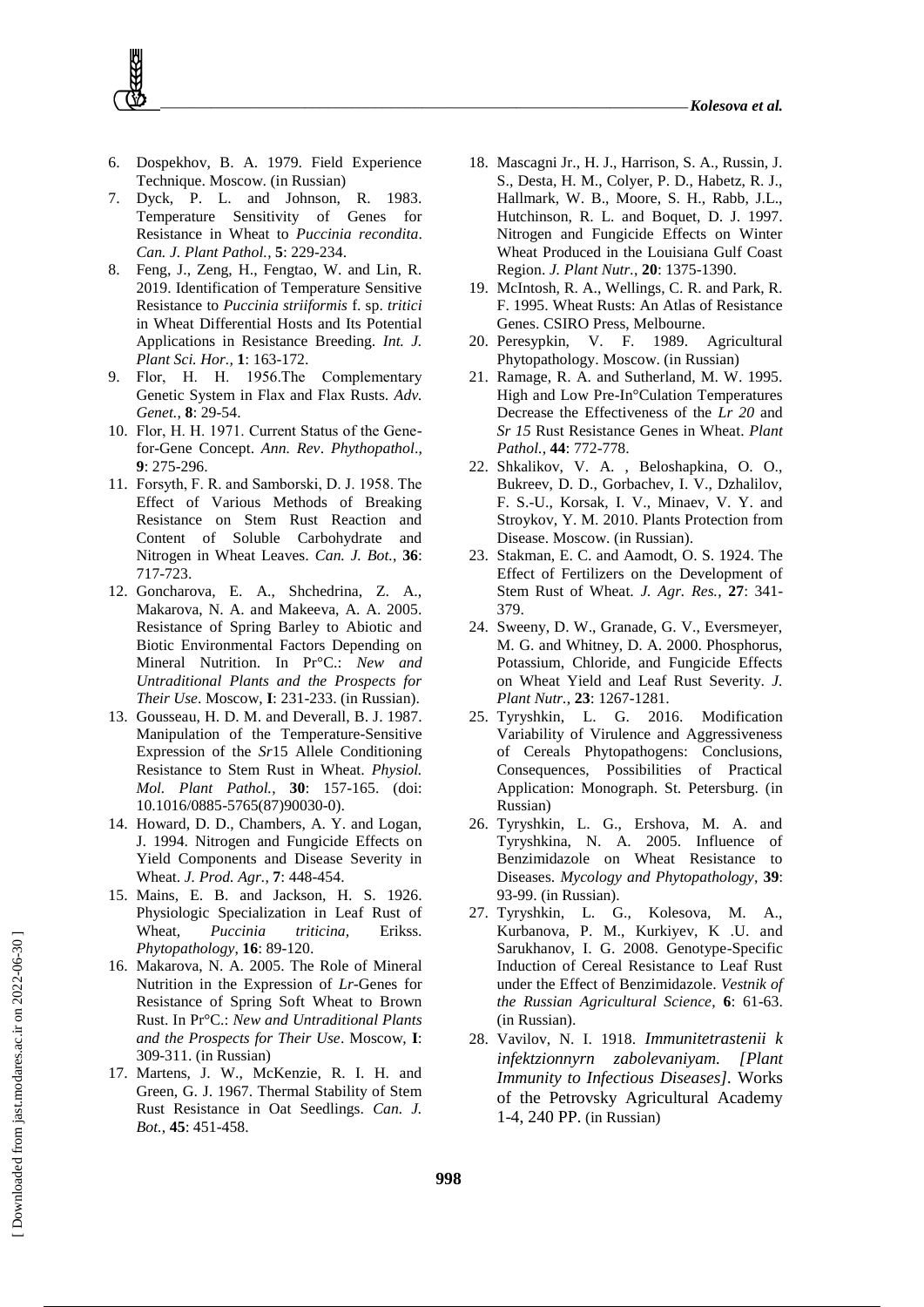6. Dospekhov, B. A. 1979. Field Experience Technique. Moscow. (in Russian)
7. Dyck, P. L. and Johnson, R. 1983. Temperature Sensitivity of Genes for Resistance in Wheat to *Puccinia recondita*. *Can. J. Plant Pathol.*, **5**: 229-234.
8. Feng, J., Zeng, H., Fengtao, W. and Lin, R. 2019. Identification of Temperature Sensitive Resistance to *Puccinia striiformis* f. sp. *tritici* in Wheat Differential Hosts and Its Potential Applications in Resistance Breeding. *Int. J. Plant Sci. Hor.*, **1**: 163-172.
9. Flor, H. H. 1956.The Complementary Genetic System in Flax and Flax Rusts. *Adv. Genet.*, **8**: 29-54.
10. Flor, H. H. 1971. Current Status of the Gene-for-Gene Concept. *Ann. Rev*. *Phythopathol.*, **9**: 275-296.
11. Forsyth, F. R. and Samborski, D. J. 1958. The Effect of Various Methods of Breaking Resistance on Stem Rust Reaction and Content of Soluble Carbohydrate and Nitrogen in Wheat Leaves. *Can. J. Bot.*, **36**: 717-723.
12. Goncharova, E. A., Shchedrina, Z. A., Makarova, N. A. and Makeeva, A. A. 2005. Resistance of Spring Barley to Abiotic and Biotic Environmental Factors Depending on Mineral Nutrition. In Pr°C.: *New and Untraditional Plants and the Prospects for Their Use*. Moscow, **I**: 231-233. (in Russian).
13. Gousseau, H. D. M. and Deverall, B. J. 1987. Manipulation of the Temperature-Sensitive Expression of the *Sr*15 Allele Conditioning Resistance to Stem Rust in Wheat. *Physiol. Mol. Plant Pathol.*, **30**: 157-165. (doi: 10.1016/0885-5765(87)90030-0).
14. Howard, D. D., Chambers, A. Y. and Logan, J. 1994. Nitrogen and Fungicide Effects on Yield Components and Disease Severity in Wheat. *J. Prod. Agr.*, **7**: 448-454.
15. Mains, E. B. and Jackson, H. S. 1926. Physiologic Specialization in Leaf Rust of Wheat, *Puccinia triticina,* Erikss. *Phytopathology*, **16**: 89-120.
16. Makarova, N. A. 2005. The Role of Mineral Nutrition in the Expression of *Lr*-Genes for Resistance of Spring Soft Wheat to Brown Rust. In Pr°C.: *New and Untraditional Plants and the Prospects for Their Use*. Moscow, **I**: 309-311. (in Russian)
17. Martens, J. W., McKenzie, R. I. H. and Green, G. J. 1967. Thermal Stability of Stem Rust Resistance in Oat Seedlings. *Can. J. Bot.*, **45**: 451-458.
18. Mascagni Jr., H. J., Harrison, S. A., Russin, J. S., Desta, H. M., Colyer, P. D., Habetz, R. J., Hallmark, W. B., Moore, S. H., Rabb, J.L., Hutchinson, R. L. and Boquet, D. J. 1997. Nitrogen and Fungicide Effects on Winter Wheat Produced in the Louisiana Gulf Coast Region. *J. Plant Nutr.*, **20**: 1375-1390.
19. McIntosh, R. A., Wellings, C. R. and Park, R. F. 1995. Wheat Rusts: An Atlas of Resistance Genes. CSIRO Press, Melbourne.
20. Peresypkin, V. F. 1989. Agricultural Phytopathology. Moscow. (in Russian)
21. Ramage, R. A. and Sutherland, M. W. 1995. High and Low Pre-In°Culation Temperatures Decrease the Effectiveness of the *Lr 20* and *Sr 15* Rust Resistance Genes in Wheat. *Plant Pathol.*, **44**: 772-778.
22. Shkalikov, V. A. , Beloshapkina, O. O., Bukreev, D. D., Gorbachev, I. V., Dzhalilov, F. S.-U., Korsak, I. V., Minaev, V. Y. and Stroykov, Y. M. 2010. Plants Protection from Disease. Moscow. (in Russian).
23. Stakman, E. C. and Aamodt, O. S. 1924. The Effect of Fertilizers on the Development of Stem Rust of Wheat. *J. Agr. Res.*, **27**: 341-379.
24. Sweeny, D. W., Granade, G. V., Eversmeyer, M. G. and Whitney, D. A. 2000. Phosphorus, Potassium, Chloride, and Fungicide Effects on Wheat Yield and Leaf Rust Severity. *J. Plant Nutr.*, **23**: 1267-1281.
25. Tyryshkin, L. G. 2016. Modification Variability of Virulence and Aggressiveness of Cereals Phytopathogens: Conclusions, Consequences, Possibilities of Practical Application: Monograph. St. Petersburg. (in Russian)
26. Tyryshkin, L. G., Ershova, M. A. and Tyryshkina, N. A. 2005. Influence of Benzimidazole on Wheat Resistance to Diseases. *Mycology and Phytopathology*, **39**: 93-99. (in Russian).
27. Tyryshkin, L. G., Kolesova, M. A., Kurbanova, P. M., Kurkiyev, K .U. and Sarukhanov, I. G. 2008. Genotype-Specific Induction of Cereal Resistance to Leaf Rust under the Effect of Benzimidazole. *Vestnik of the Russian Agricultural Science*, **6**: 61-63. (in Russian).
28. Vavilov, N. I. 1918. *Immunitetrastenii k infektzionnyrn zabolevaniyam. [Plant Immunity to Infectious Diseases]*. Works of the Petrovsky Agricultural Academy 1-4, 240 PP. (in Russian)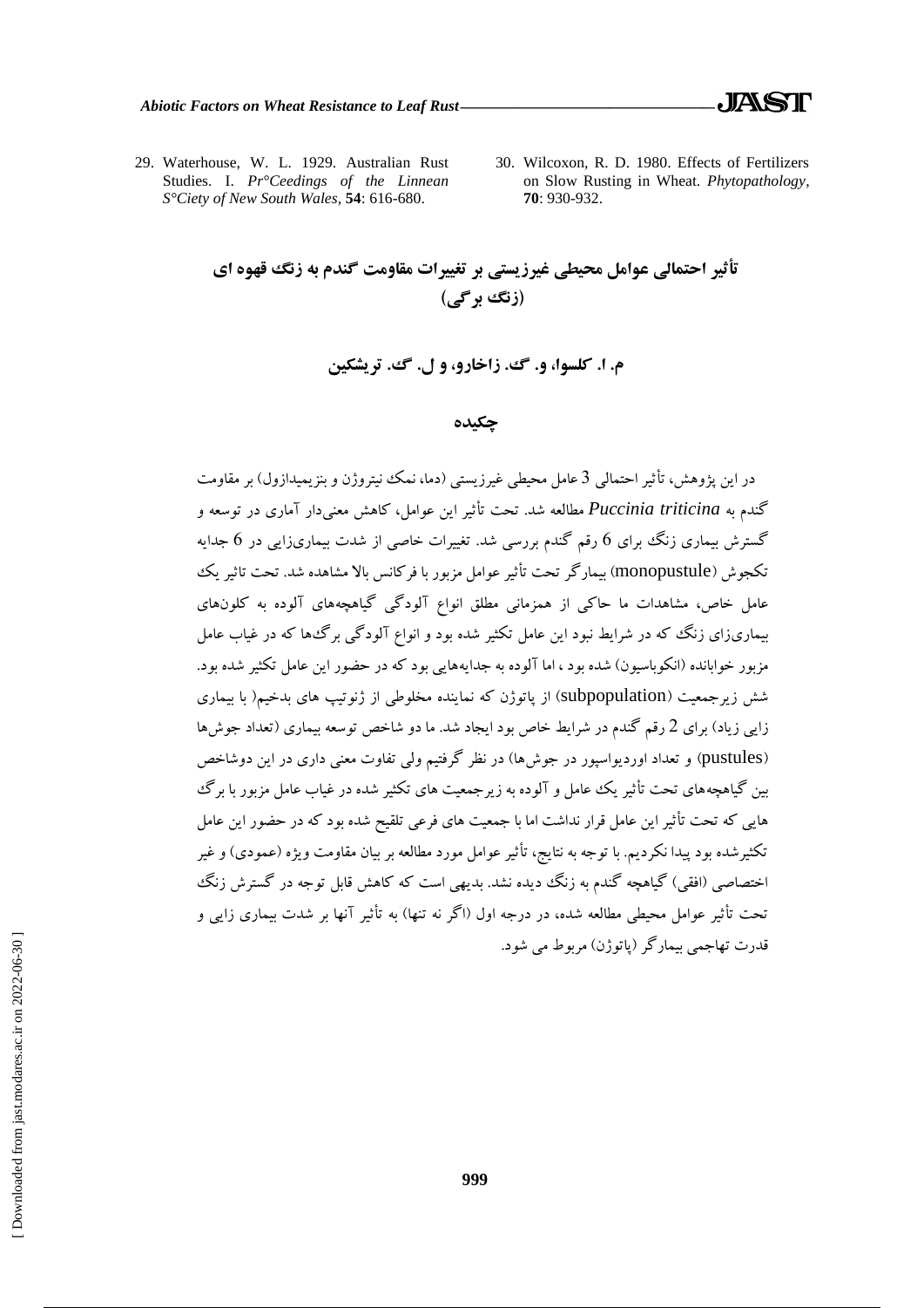29. Waterhouse, W. L. 1929. Australian Rust Studies. I. *Pr°Ceedings of the Linnean S°Ciety of New South Wales*, **54**: 616-680.

30. Wilcoxon, R. D. 1980. Effects of Fertilizers on Slow Rusting in Wheat. *Phytopathology*, **70**: 930-932.

# تأثیر احتمالی عوامل محیطی غیرزیستی بر تغییرات مقاومت گندم به زنگ قهوه ای (زنگ برگی)

**م. ا. کلسوا، و. گ. زاخارو، و ل. گ. تریشکین**

## چکیده

در این پژوهش، تأثیر احتمالی 3 عامل محیطی غیرزیستی (دما، نمک نیتروژن و بنزیمیدازول) بر مقاومت گندم به *Puccinia triticina* مطالعه شد. تحت تأثیر این عوامل، کاهش معنی‌دار آماری در توسعه و گسترش بیماری زنگ برای 6 رقم گندم بررسی شد. تغییرات خاصی از شدت بیماری‌زایی در 6 جدایه تکجوش (monopustule) بیمارگر تحت تأثیر عوامل مزبور با فرکانس بالا مشاهده شد. تحت تاثیر یک عامل خاص، مشاهدات ما حاکی از همزمانی مطلق انواع آلودگی گیاهچه‌های آلوده به کلون‌های بیماری‌زای زنگ که در شرایط نبود این عامل تکثیر شده بود و انواع آلودگی برگ‌ها که در غیاب عامل مزبور خواباننده (انکوباسیون) شده بود ، اما آلوده به جدایه‌هایی بود که در حضور این عامل تکثیر شده بود. شش زیرجمعیت (subpopulation) از پاتوژن که نماینده مخلوطی از ژنوتیپ های بدخیم( با بیماری زایی زیاد) برای 2 رقم گندم در شرایط خاص بود ایجاد شد. ما دو شاخص توسعه بیماری (تعداد جوش‌ها (pustules) و تعداد اوردیواسپور در جوش‌ها) در نظر گرفتیم ولی تفاوت معنی داری در این دوشاخص بین گیاهچه‌های تحت تأثیر یک عامل و آلوده به زیرجمعیت های تکثیر شده در غیاب عامل مزبور با برگ هایی که تحت تأثیر این عامل قرار نداشت اما با جمعیت های فرعی تلقیح شده بود که در حضور این عامل تکثیرشده بود پیدا نکردیم. با توجه به نتایج، تأثیر عوامل مورد مطالعه بر بیان مقاومت ویژه (عمودی) و غیر اختصاصی (افقی) گیاهچه گندم به زنگ دیده نشد. بدیهی است که کاهش قابل توجه در گسترش زنگ تحت تأثیر عوامل محیطی مطالعه شده، در درجه اول (اگر نه تنها) به تأثیر آنها بر شدت بیماری زایی و قدرت تهاجمی بیمارگر (پاتوژن) مربوط می شود.